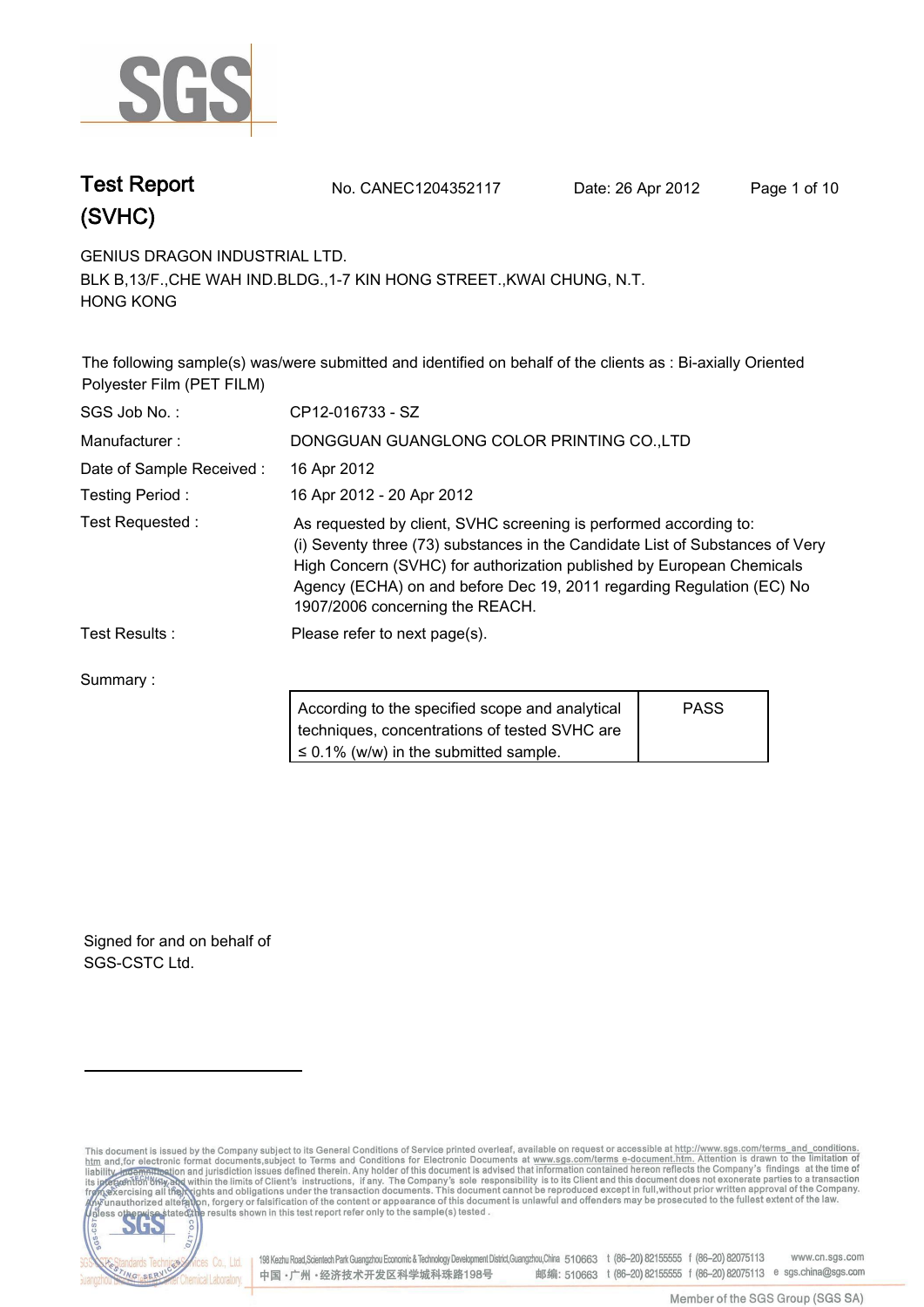# Test Report (SVHC)

No. CANEC1204352117 Date: 26 Apr 2012

GENIUS DRAGON INDUSTRIAL LTD.
BLK B,13/F.,CHE WAH IND.BLDG.,1-7 KIN HONG STREET.,KWAI CHUNG, N.T.
HONG KONG

The following sample(s) was/were submitted and identified on behalf of the clients as : Bi-axially Oriented Polyester Film (PET FILM)

| | |
|---|---|
| SGS Job No. : | CP12-016733 - SZ |
| Manufacturer : | DONGGUAN GUANGLONG COLOR PRINTING CO.,LTD |
| Date of Sample Received : | 16 Apr 2012 |
| Testing Period : | 16 Apr 2012 - 20 Apr 2012 |
| Test Requested : | As requested by client, SVHC screening is performed according to: (i) Seventy three (73) substances in the Candidate List of Substances of Very High Concern (SVHC) for authorization published by European Chemicals Agency (ECHA) on and before Dec 19, 2011 regarding Regulation (EC) No 1907/2006 concerning the REACH. |
| Test Results : | Please refer to next page(s). |

Summary :

| | |
|---|---|
| According to the specified scope and analytical techniques, concentrations of tested SVHC are ≤ 0.1% (w/w) in the submitted sample. | PASS |

Signed for and on behalf of
SGS-CSTC Ltd.

This document is issued by the Company subject to its General Conditions of Service printed overleaf, available on request or accessible at http://www.sgs.com/terms_and_conditions.htm and,for electronic format documents,subject to Terms and Conditions for Electronic Documents at www.sgs.com/terms_e-document.htm. Attention is drawn to the limitation of liability, indemnification and jurisdiction issues defined therein. Any holder of this document is advised that information contained hereon reflects the Company's findings at the time of its intervention only and within the limits of Client's instructions, if any. The Company's sole responsibility is to its Client and this document does not exonerate parties to a transaction from exercising all their rights and obligations under the transaction documents. This document cannot be reproduced except in full,without prior written approval of the Company. Any unauthorized alteration, forgery or falsification of the content or appearance of this document is unlawful and offenders may be prosecuted to the fullest extent of the law. Unless otherwise stated the results shown in this test report refer only to the sample(s) tested .

198 Kezhu Road,Scientech Park Guangzhou Economic & Technology Development District,Guangzhou,China 510663 t (86–20) 82155555 f (86–20) 82075113 www.cn.sgs.com
中国・广州・经济技术开发区科学城科珠路198号 邮编: 510663 t (86–20) 82155555 f (86–20) 82075113 e sgs.china@sgs.com

Member of the SGS Group (SGS SA)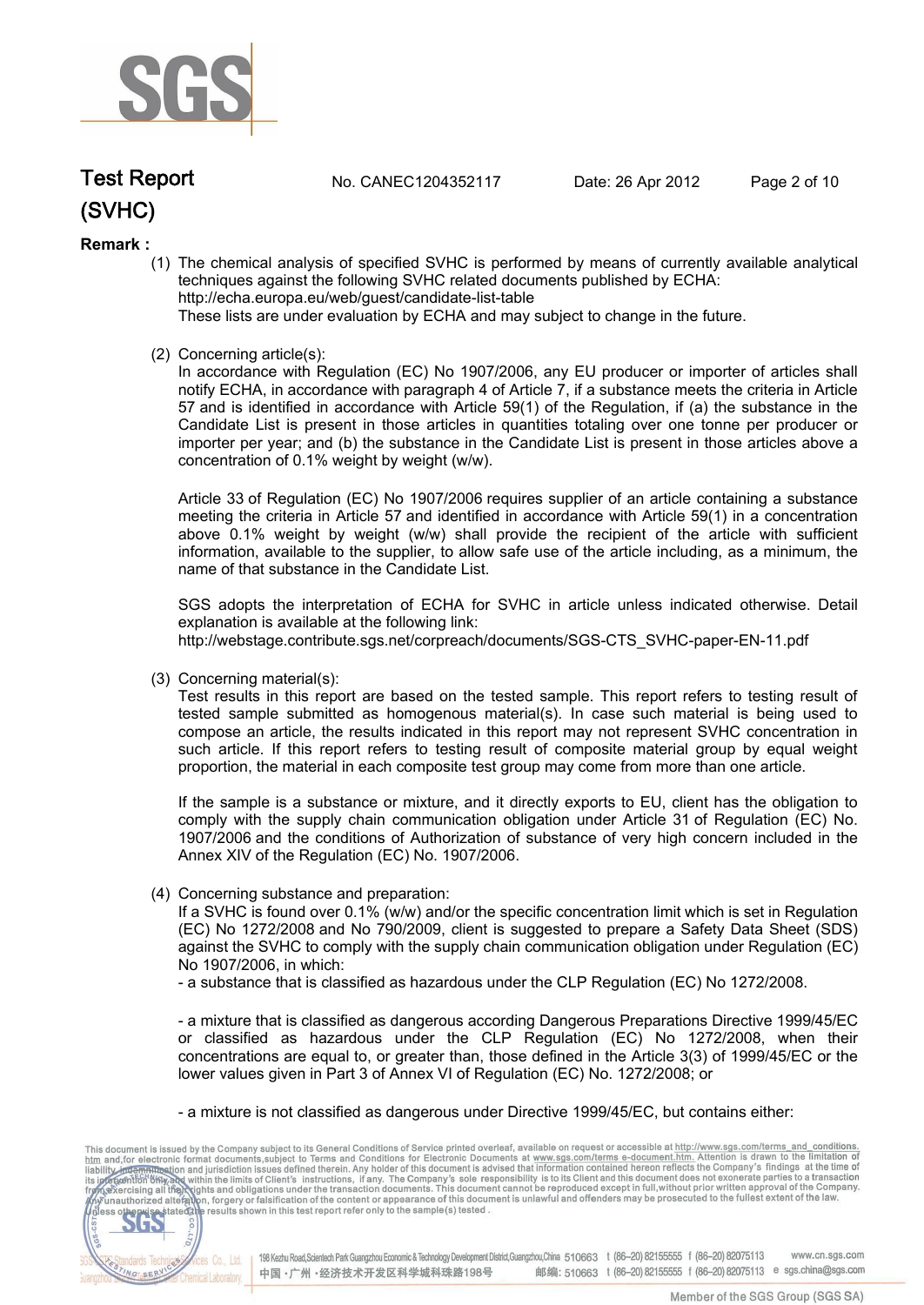**Remark :**

(1) The chemical analysis of specified SVHC is performed by means of currently available analytical techniques against the following SVHC related documents published by ECHA: http://echa.europa.eu/web/guest/candidate-list-table
These lists are under evaluation by ECHA and may subject to change in the future.

(2) Concerning article(s):
In accordance with Regulation (EC) No 1907/2006, any EU producer or importer of articles shall notify ECHA, in accordance with paragraph 4 of Article 7, if a substance meets the criteria in Article 57 and is identified in accordance with Article 59(1) of the Regulation, if (a) the substance in the Candidate List is present in those articles in quantities totaling over one tonne per producer or importer per year; and (b) the substance in the Candidate List is present in those articles above a concentration of 0.1% weight by weight (w/w).

Article 33 of Regulation (EC) No 1907/2006 requires supplier of an article containing a substance meeting the criteria in Article 57 and identified in accordance with Article 59(1) in a concentration above 0.1% weight by weight (w/w) shall provide the recipient of the article with sufficient information, available to the supplier, to allow safe use of the article including, as a minimum, the name of that substance in the Candidate List.

SGS adopts the interpretation of ECHA for SVHC in article unless indicated otherwise. Detail explanation is available at the following link:
http://webstage.contribute.sgs.net/corpreach/documents/SGS-CTS_SVHC-paper-EN-11.pdf

(3) Concerning material(s):
Test results in this report are based on the tested sample. This report refers to testing result of tested sample submitted as homogenous material(s). In case such material is being used to compose an article, the results indicated in this report may not represent SVHC concentration in such article. If this report refers to testing result of composite material group by equal weight proportion, the material in each composite test group may come from more than one article.

If the sample is a substance or mixture, and it directly exports to EU, client has the obligation to comply with the supply chain communication obligation under Article 31 of Regulation (EC) No. 1907/2006 and the conditions of Authorization of substance of very high concern included in the Annex XIV of the Regulation (EC) No. 1907/2006.

(4) Concerning substance and preparation:
If a SVHC is found over 0.1% (w/w) and/or the specific concentration limit which is set in Regulation (EC) No 1272/2008 and No 790/2009, client is suggested to prepare a Safety Data Sheet (SDS) against the SVHC to comply with the supply chain communication obligation under Regulation (EC) No 1907/2006, in which:
- a substance that is classified as hazardous under the CLP Regulation (EC) No 1272/2008.

- a mixture that is classified as dangerous according Dangerous Preparations Directive 1999/45/EC or classified as hazardous under the CLP Regulation (EC) No 1272/2008, when their concentrations are equal to, or greater than, those defined in the Article 3(3) of 1999/45/EC or the lower values given in Part 3 of Annex VI of Regulation (EC) No. 1272/2008; or

- a mixture is not classified as dangerous under Directive 1999/45/EC, but contains either: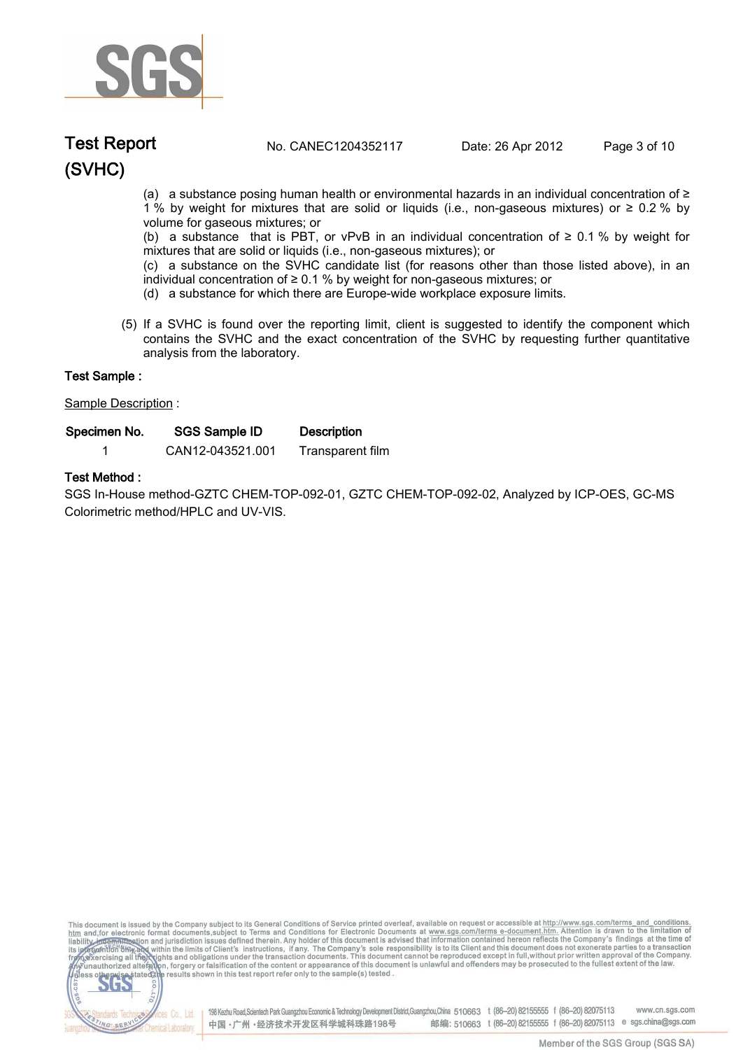(a) a substance posing human health or environmental hazards in an individual concentration of ≥ 1 % by weight for mixtures that are solid or liquids (i.e., non-gaseous mixtures) or ≥ 0.2 % by volume for gaseous mixtures; or

(b) a substance that is PBT, or vPvB in an individual concentration of ≥ 0.1 % by weight for mixtures that are solid or liquids (i.e., non-gaseous mixtures); or

(c) a substance on the SVHC candidate list (for reasons other than those listed above), in an individual concentration of ≥ 0.1 % by weight for non-gaseous mixtures; or

(d) a substance for which there are Europe-wide workplace exposure limits.

(5) If a SVHC is found over the reporting limit, client is suggested to identify the component which contains the SVHC and the exact concentration of the SVHC by requesting further quantitative analysis from the laboratory.

**Test Sample :**

Sample Description :

| Specimen No. | SGS Sample ID | Description |
|---|---|---|
| 1 | CAN12-043521.001 | Transparent film |

**Test Method :**

SGS In-House method-GZTC CHEM-TOP-092-01, GZTC CHEM-TOP-092-02, Analyzed by ICP-OES, GC-MS Colorimetric method/HPLC and UV-VIS.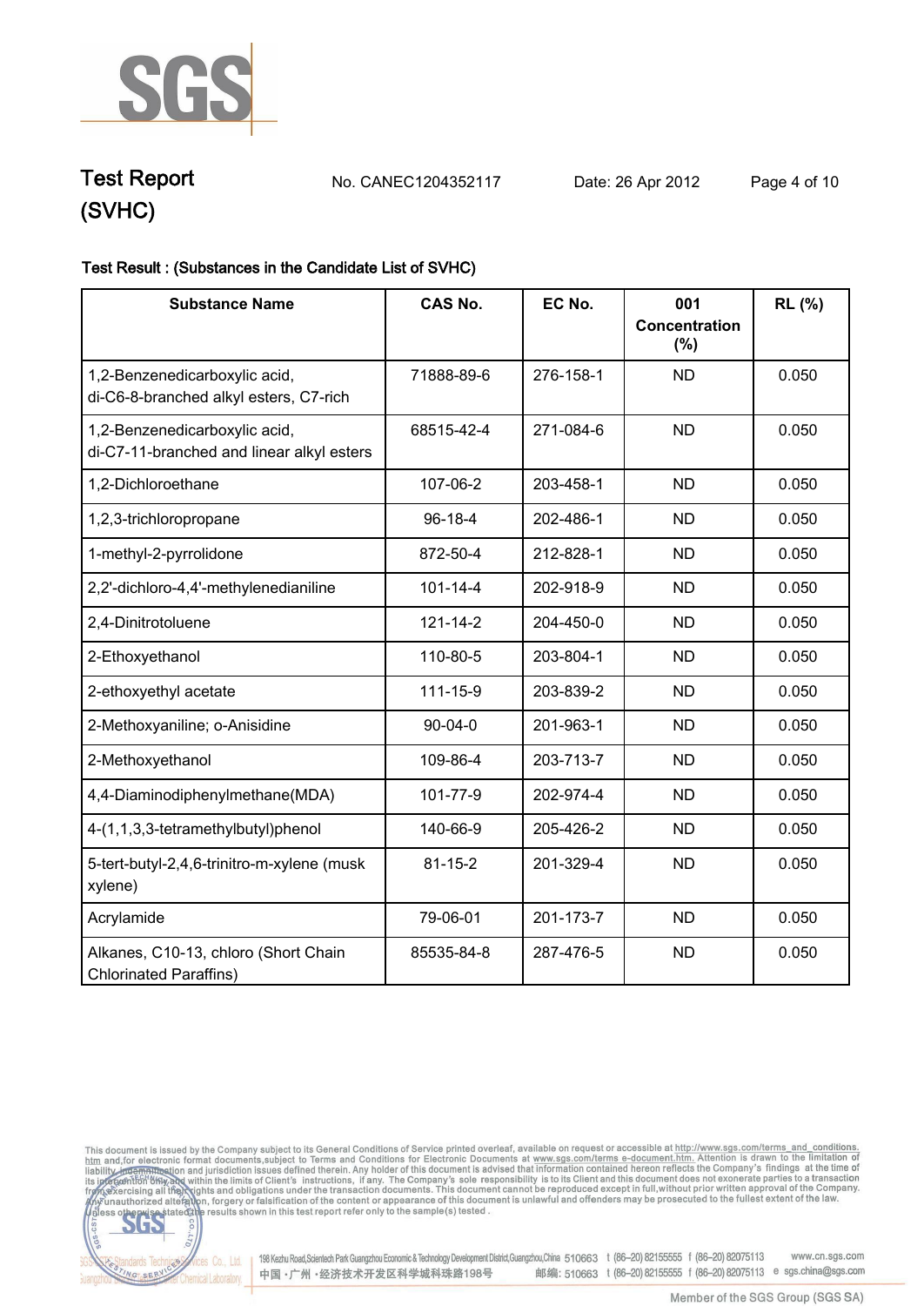**Test Report (SVHC)**

No. CANEC1204352117 Date: 26 Apr 2012

**Test Result : (Substances in the Candidate List of SVHC)**

| Substance Name | CAS No. | EC No. | 001 Concentration (%) | RL (%) |
|---|---|---|---|---|
| 1,2-Benzenedicarboxylic acid, di-C6-8-branched alkyl esters, C7-rich | 71888-89-6 | 276-158-1 | ND | 0.050 |
| 1,2-Benzenedicarboxylic acid, di-C7-11-branched and linear alkyl esters | 68515-42-4 | 271-084-6 | ND | 0.050 |
| 1,2-Dichloroethane | 107-06-2 | 203-458-1 | ND | 0.050 |
| 1,2,3-trichloropropane | 96-18-4 | 202-486-1 | ND | 0.050 |
| 1-methyl-2-pyrrolidone | 872-50-4 | 212-828-1 | ND | 0.050 |
| 2,2'-dichloro-4,4'-methylenedianiline | 101-14-4 | 202-918-9 | ND | 0.050 |
| 2,4-Dinitrotoluene | 121-14-2 | 204-450-0 | ND | 0.050 |
| 2-Ethoxyethanol | 110-80-5 | 203-804-1 | ND | 0.050 |
| 2-ethoxyethyl acetate | 111-15-9 | 203-839-2 | ND | 0.050 |
| 2-Methoxyaniline; o-Anisidine | 90-04-0 | 201-963-1 | ND | 0.050 |
| 2-Methoxyethanol | 109-86-4 | 203-713-7 | ND | 0.050 |
| 4,4-Diaminodiphenylmethane(MDA) | 101-77-9 | 202-974-4 | ND | 0.050 |
| 4-(1,1,3,3-tetramethylbutyl)phenol | 140-66-9 | 205-426-2 | ND | 0.050 |
| 5-tert-butyl-2,4,6-trinitro-m-xylene (musk xylene) | 81-15-2 | 201-329-4 | ND | 0.050 |
| Acrylamide | 79-06-01 | 201-173-7 | ND | 0.050 |
| Alkanes, C10-13, chloro (Short Chain Chlorinated Paraffins) | 85535-84-8 | 287-476-5 | ND | 0.050 |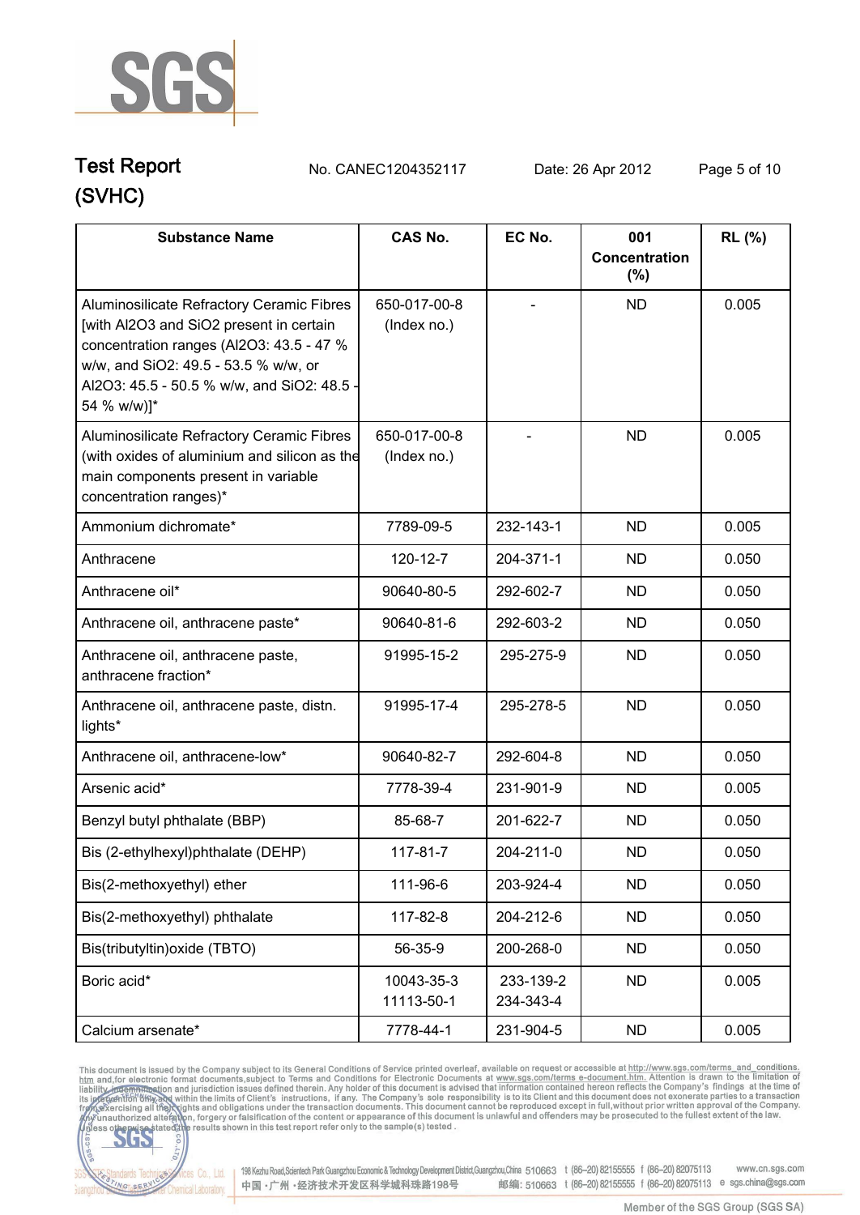# Test Report (SVHC)

No. CANEC1204352117 Date: 26 Apr 2012

| Substance Name | CAS No. | EC No. | 001 Concentration (%) | RL (%) |
|---|---|---|---|---|
| Aluminosilicate Refractory Ceramic Fibres [with $Al_2O_3$ and $SiO_2$ present in certain concentration ranges ($Al_2O_3$: 43.5 - 47 % w/w, and $SiO_2$: 49.5 - 53.5 % w/w, or $Al_2O_3$: 45.5 - 50.5 % w/w, and $SiO_2$: 48.5 - 54 % w/w)]* | 650-017-00-8 (Index no.) | - | ND | 0.005 |
| Aluminosilicate Refractory Ceramic Fibres (with oxides of aluminium and silicon as the main components present in variable concentration ranges)* | 650-017-00-8 (Index no.) | - | ND | 0.005 |
| Ammonium dichromate* | 7789-09-5 | 232-143-1 | ND | 0.005 |
| Anthracene | 120-12-7 | 204-371-1 | ND | 0.050 |
| Anthracene oil* | 90640-80-5 | 292-602-7 | ND | 0.050 |
| Anthracene oil, anthracene paste* | 90640-81-6 | 292-603-2 | ND | 0.050 |
| Anthracene oil, anthracene paste, anthracene fraction* | 91995-15-2 | 295-275-9 | ND | 0.050 |
| Anthracene oil, anthracene paste, distn. lights* | 91995-17-4 | 295-278-5 | ND | 0.050 |
| Anthracene oil, anthracene-low* | 90640-82-7 | 292-604-8 | ND | 0.050 |
| Arsenic acid* | 7778-39-4 | 231-901-9 | ND | 0.005 |
| Benzyl butyl phthalate (BBP) | 85-68-7 | 201-622-7 | ND | 0.050 |
| Bis (2-ethylhexyl)phthalate (DEHP) | 117-81-7 | 204-211-0 | ND | 0.050 |
| Bis(2-methoxyethyl) ether | 111-96-6 | 203-924-4 | ND | 0.050 |
| Bis(2-methoxyethyl) phthalate | 117-82-8 | 204-212-6 | ND | 0.050 |
| Bis(tributyltin)oxide (TBTO) | 56-35-9 | 200-268-0 | ND | 0.050 |
| Boric acid* | 10043-35-3 11113-50-1 | 233-139-2 234-343-4 | ND | 0.005 |
| Calcium arsenate* | 7778-44-1 | 231-904-5 | ND | 0.005 |

This document is issued by the Company subject to its General Conditions of Service printed overleaf, available on request or accessible at http://www.sgs.com/terms_and_conditions.htm and, for electronic format documents, subject to Terms and Conditions for Electronic Documents at www.sgs.com/terms_e-document.htm. Attention is drawn to the limitation of liability, indemnification and jurisdiction issues defined therein. Any holder of this document is advised that information contained hereon reflects the Company's findings at the time of its intervention only and within the limits of Client's instructions, if any. The Company's sole responsibility is to its Client and this document does not exonerate parties to a transaction from exercising all their rights and obligations under the transaction documents. This document cannot be reproduced except in full, without prior written approval of the Company. Any unauthorized alteration, forgery or falsification of the content or appearance of this document is unlawful and offenders may be prosecuted to the fullest extent of the law. Unless otherwise stated the results shown in this test report refer only to the sample(s) tested.

198 Kezhu Road, Scientech Park Guangzhou Economic & Technology Development District, Guangzhou, China 510663 t (86–20) 82155555 f (86–20) 82075113 www.cn.sgs.com
中国·广州·经济技术开发区科学城科珠路198号 邮编: 510663 t (86–20) 82155555 f (86–20) 82075113 e sgs.china@sgs.com

Member of the SGS Group (SGS SA)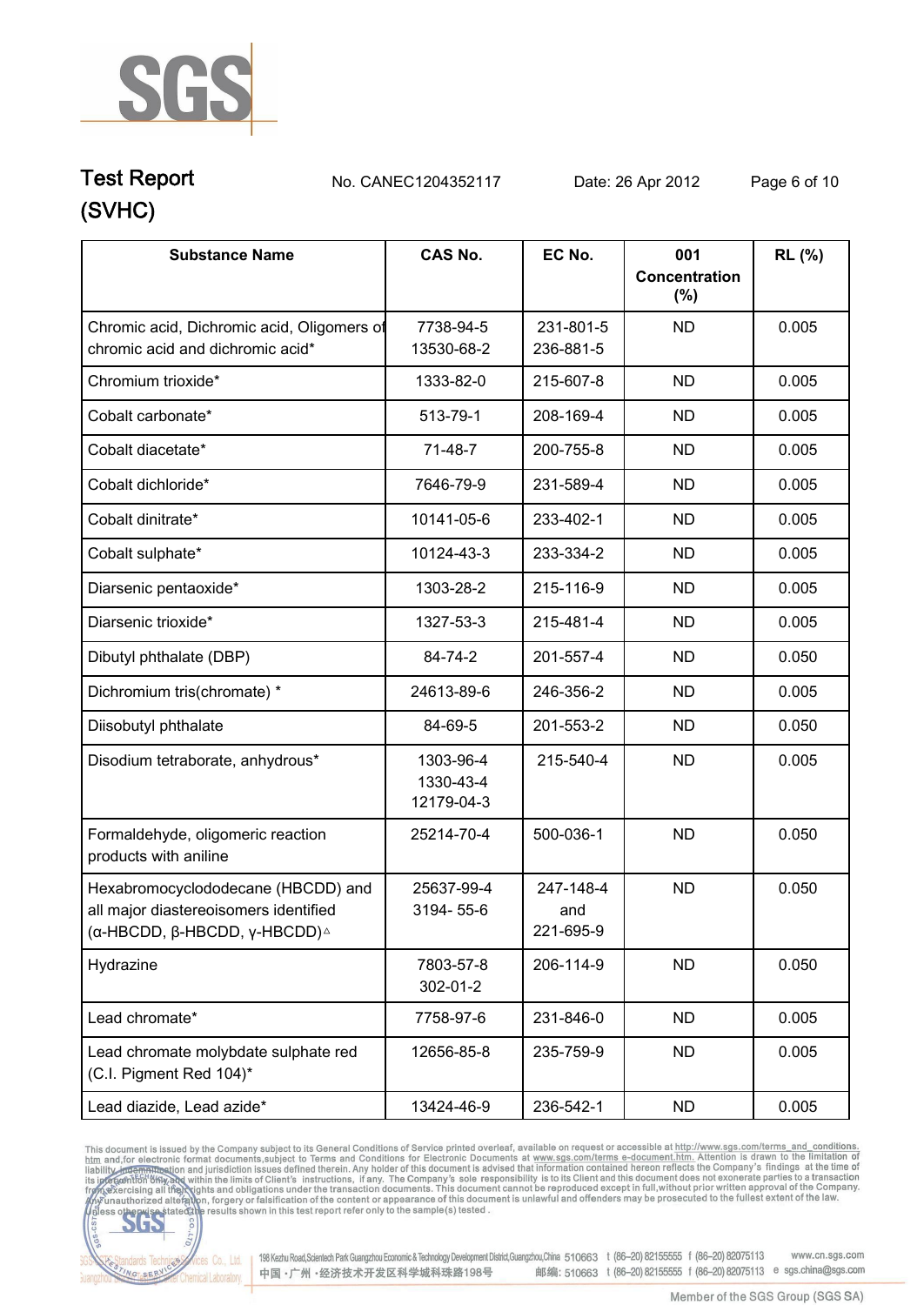# Test Report (SVHC)

No. CANEC1204352117 Date: 26 Apr 2012

| Substance Name | CAS No. | EC No. | 001 Concentration (%) | RL (%) |
|---|---|---|---|---|
| Chromic acid, Dichromic acid, Oligomers of chromic acid and dichromic acid* | 7738-94-5 13530-68-2 | 231-801-5 236-881-5 | ND | 0.005 |
| Chromium trioxide* | 1333-82-0 | 215-607-8 | ND | 0.005 |
| Cobalt carbonate* | 513-79-1 | 208-169-4 | ND | 0.005 |
| Cobalt diacetate* | 71-48-7 | 200-755-8 | ND | 0.005 |
| Cobalt dichloride* | 7646-79-9 | 231-589-4 | ND | 0.005 |
| Cobalt dinitrate* | 10141-05-6 | 233-402-1 | ND | 0.005 |
| Cobalt sulphate* | 10124-43-3 | 233-334-2 | ND | 0.005 |
| Diarsenic pentaoxide* | 1303-28-2 | 215-116-9 | ND | 0.005 |
| Diarsenic trioxide* | 1327-53-3 | 215-481-4 | ND | 0.005 |
| Dibutyl phthalate (DBP) | 84-74-2 | 201-557-4 | ND | 0.050 |
| Dichromium tris(chromate) * | 24613-89-6 | 246-356-2 | ND | 0.005 |
| Diisobutyl phthalate | 84-69-5 | 201-553-2 | ND | 0.050 |
| Disodium tetraborate, anhydrous* | 1303-96-4 1330-43-4 12179-04-3 | 215-540-4 | ND | 0.005 |
| Formaldehyde, oligomeric reaction products with aniline | 25214-70-4 | 500-036-1 | ND | 0.050 |
| Hexabromocyclododecane (HBCDD) and all major diastereoisomers identified (α-HBCDD, β-HBCDD, γ-HBCDD)△ | 25637-99-4 3194- 55-6 | 247-148-4 and 221-695-9 | ND | 0.050 |
| Hydrazine | 7803-57-8 302-01-2 | 206-114-9 | ND | 0.050 |
| Lead chromate* | 7758-97-6 | 231-846-0 | ND | 0.005 |
| Lead chromate molybdate sulphate red (C.I. Pigment Red 104)* | 12656-85-8 | 235-759-9 | ND | 0.005 |
| Lead diazide, Lead azide* | 13424-46-9 | 236-542-1 | ND | 0.005 |

This document is issued by the Company subject to its General Conditions of Service printed overleaf, available on request or accessible at http://www.sgs.com/terms_and_conditions.htm and, for electronic format documents, subject to Terms and Conditions for Electronic Documents at www.sgs.com/terms_e-document.htm. Attention is drawn to the limitation of liability, indemnification and jurisdiction issues defined therein. Any holder of this document is advised that information contained hereon reflects the Company's findings at the time of its intervention only and within the limits of Client's instructions, if any. The Company's sole responsibility is to its Client and this document does not exonerate parties to a transaction from exercising all their rights and obligations under the transaction documents. This document cannot be reproduced except in full, without prior written approval of the Company. Any unauthorized alteration, forgery or falsification of the content or appearance of this document is unlawful and offenders may be prosecuted to the fullest extent of the law. Unless otherwise stated the results shown in this test report refer only to the sample(s) tested .

198 Kezhu Road,Scientech Park Guangzhou Economic & Technology Development District,Guangzhou,China 510663 t (86-20) 82155555 f (86-20) 82075113 www.cn.sgs.com
中国 · 广州 · 经济技术开发区科学城科珠路198号 邮编: 510663 t (86-20) 82155555 f (86-20) 82075113 e sgs.china@sgs.com

Member of the SGS Group (SGS SA)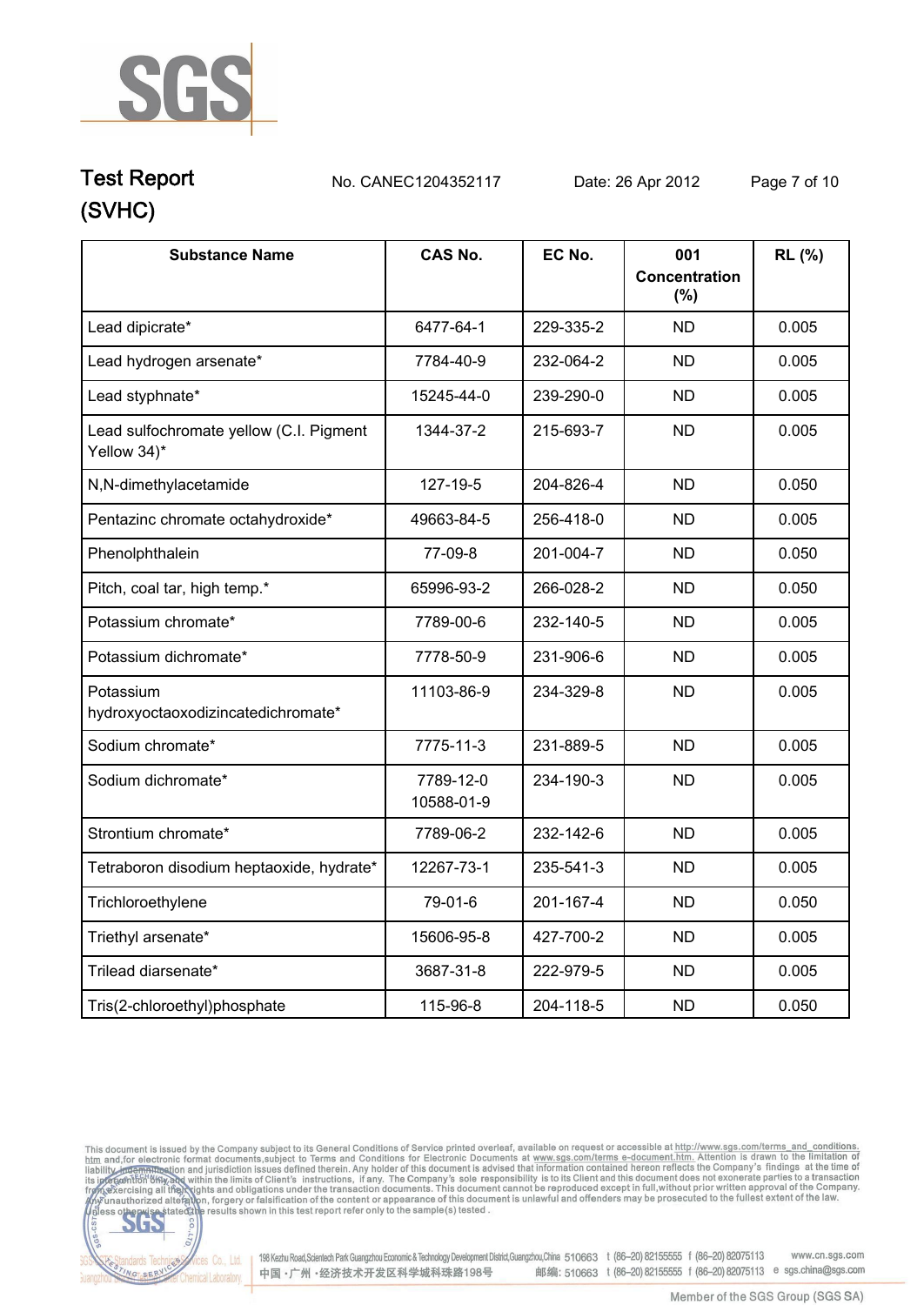# Test Report (SVHC)

No. CANEC1204352117 Date: 26 Apr 2012

| Substance Name | CAS No. | EC No. | 001 Concentration (%) | RL (%) |
|---|---|---|---|---|
| Lead dipicrate* | 6477-64-1 | 229-335-2 | ND | 0.005 |
| Lead hydrogen arsenate* | 7784-40-9 | 232-064-2 | ND | 0.005 |
| Lead styphnate* | 15245-44-0 | 239-290-0 | ND | 0.005 |
| Lead sulfochromate yellow (C.I. Pigment Yellow 34)* | 1344-37-2 | 215-693-7 | ND | 0.005 |
| N,N-dimethylacetamide | 127-19-5 | 204-826-4 | ND | 0.050 |
| Pentazinc chromate octahydroxide* | 49663-84-5 | 256-418-0 | ND | 0.005 |
| Phenolphthalein | 77-09-8 | 201-004-7 | ND | 0.050 |
| Pitch, coal tar, high temp.* | 65996-93-2 | 266-028-2 | ND | 0.050 |
| Potassium chromate* | 7789-00-6 | 232-140-5 | ND | 0.005 |
| Potassium dichromate* | 7778-50-9 | 231-906-6 | ND | 0.005 |
| Potassium hydroxyoctaoxodizincatedichromate* | 11103-86-9 | 234-329-8 | ND | 0.005 |
| Sodium chromate* | 7775-11-3 | 231-889-5 | ND | 0.005 |
| Sodium dichromate* | 7789-12-0<br>10588-01-9 | 234-190-3 | ND | 0.005 |
| Strontium chromate* | 7789-06-2 | 232-142-6 | ND | 0.005 |
| Tetraboron disodium heptaoxide, hydrate* | 12267-73-1 | 235-541-3 | ND | 0.005 |
| Trichloroethylene | 79-01-6 | 201-167-4 | ND | 0.050 |
| Triethyl arsenate* | 15606-95-8 | 427-700-2 | ND | 0.005 |
| Trilead diarsenate* | 3687-31-8 | 222-979-5 | ND | 0.005 |
| Tris(2-chloroethyl)phosphate | 115-96-8 | 204-118-5 | ND | 0.050 |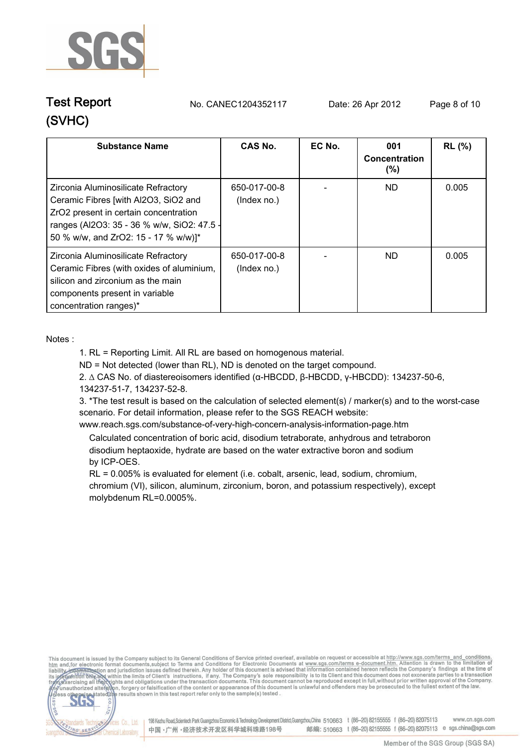# Test Report (SVHC)

No. CANEC1204352117 Date: 26 Apr 2012

| Substance Name | CAS No. | EC No. | 001 Concentration (%) | RL (%) |
|---|---|---|---|---|
| Zirconia Aluminosilicate Refractory Ceramic Fibres [with $Al_2O_3$, $SiO_2$ and $ZrO_2$ present in certain concentration ranges ($Al_2O_3$: 35 - 36 % w/w, $SiO_2$: 47.5 - 50 % w/w, and $ZrO_2$: 15 - 17 % w/w)]* | 650-017-00-8 (Index no.) | - | ND | 0.005 |
| Zirconia Aluminosilicate Refractory Ceramic Fibres (with oxides of aluminium, silicon and zirconium as the main components present in variable concentration ranges)* | 650-017-00-8 (Index no.) | - | ND | 0.005 |

Notes :

1. RL = Reporting Limit. All RL are based on homogenous material.
   ND = Not detected (lower than RL), ND is denoted on the target compound.
2. $\Delta$ CAS No. of diastereoisomers identified (α-HBCDD, β-HBCDD, γ-HBCDD): 134237-50-6, 134237-51-7, 134237-52-8.
3. *The test result is based on the calculation of selected element(s) / marker(s) and to the worst-case scenario. For detail information, please refer to the SGS REACH website: www.reach.sgs.com/substance-of-very-high-concern-analysis-information-page.htm

   Calculated concentration of boric acid, disodium tetraborate, anhydrous and tetraboron disodium heptaoxide, hydrate are based on the water extractive boron and sodium by ICP-OES.

   RL = 0.005% is evaluated for element (i.e. cobalt, arsenic, lead, sodium, chromium, chromium (VI), silicon, aluminum, zirconium, boron, and potassium respectively), except molybdenum RL=0.0005%.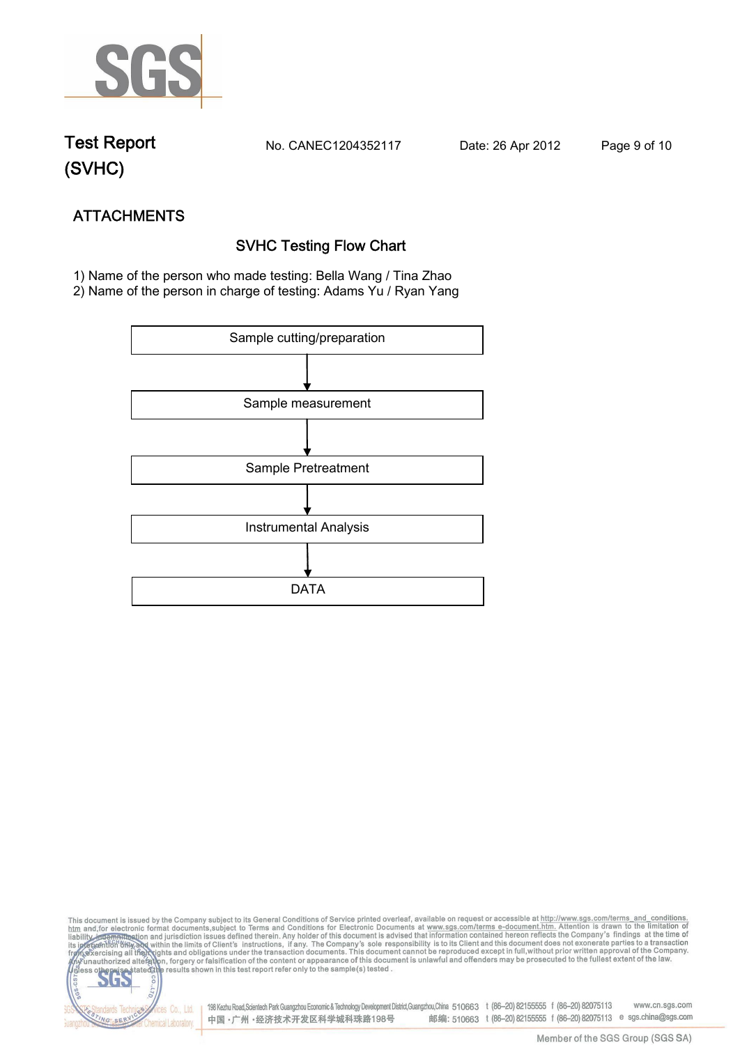# Test Report (SVHC)

No. CANEC1204352117 Date: 26 Apr 2012

## ATTACHMENTS

### SVHC Testing Flow Chart

1) Name of the person who made testing: Bella Wang / Tina Zhao
2) Name of the person in charge of testing: Adams Yu / Ryan Yang

Sample cutting/preparation

↓

Sample measurement

↓

Sample Pretreatment

↓

Instrumental Analysis

↓

DATA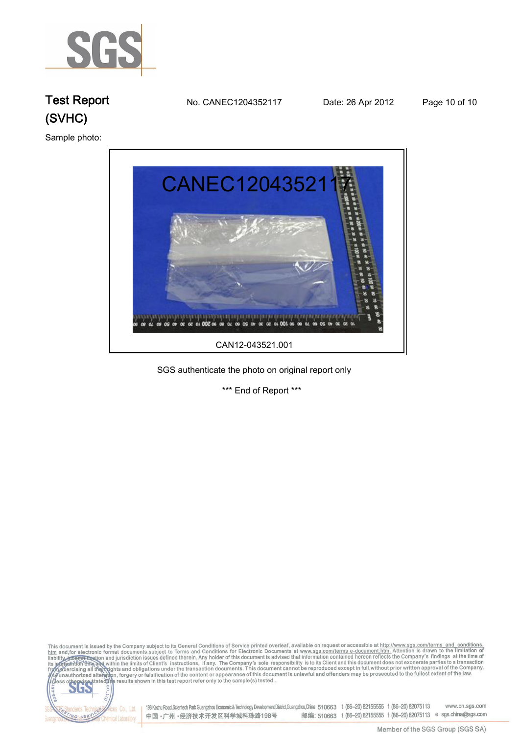# Test Report (SVHC)

No. CANEC1204352117 Date: 26 Apr 2012

Sample photo:

CAN12-043521.001

SGS authenticate the photo on original report only

\*\*\* End of Report \*\*\*

This document is issued by the Company subject to its General Conditions of Service printed overleaf, available on request or accessible at http://www.sgs.com/terms_and_conditions.htm and,for electronic format documents,subject to Terms and Conditions for Electronic Documents at www.sgs.com/terms_e-document.htm. Attention is drawn to the limitation of liability, indemnification and jurisdiction issues defined therein. Any holder of this document is advised that information contained hereon reflects the Company's findings at the time of its intervention only and within the limits of Client's instructions, if any. The Company's sole responsibility is to its Client and this document does not exonerate parties to a transaction from exercising all their rights and obligations under the transaction documents. This document cannot be reproduced except in full,without prior written approval of the Company. Any unauthorized alteration, forgery or falsification of the content or appearance of this document is unlawful and offenders may be prosecuted to the fullest extent of the law. Unless otherwise stated the results shown in this test report refer only to the sample(s) tested .

198 Kezhu Road,Scientech Park Guangzhou Economic & Technology Development District,Guangzhou,China 510663 t (86–20) 82155555 f (86–20) 82075113 www.cn.sgs.com
中国 ·广州 ·经济技术开发区科学城科珠路198号 邮编: 510663 t (86–20) 82155555 f (86–20) 82075113 e sgs.china@sgs.com

Member of the SGS Group (SGS SA)